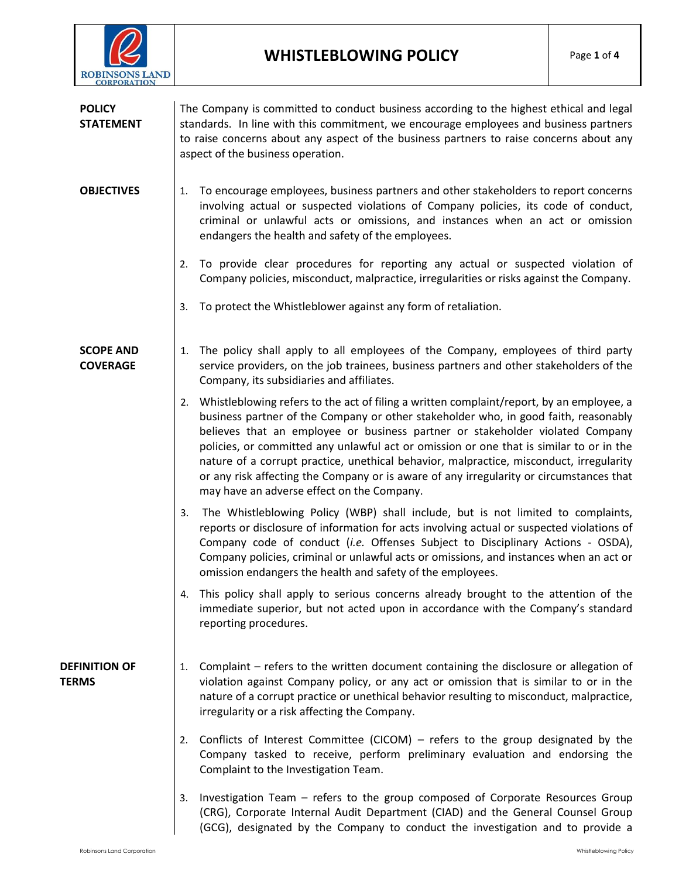# WHISTLEBLOWING POLICY

## POLICY STATEMENT

The Company is committed to conduct business according to the highest ethical and legal standards. In line with this commitment, we encourage employees and business partners to raise concerns about any aspect of the business partners to raise concerns about any aspect of the business operation.

## OBJECTIVES

1. To encourage employees, business partners and other stakeholders to report concerns involving actual or suspected violations of Company policies, its code of conduct, criminal or unlawful acts or omissions, and instances when an act or omission endangers the health and safety of the employees.
2. To provide clear procedures for reporting any actual or suspected violation of Company policies, misconduct, malpractice, irregularities or risks against the Company.
3. To protect the Whistleblower against any form of retaliation.

## SCOPE AND COVERAGE

1. The policy shall apply to all employees of the Company, employees of third party service providers, on the job trainees, business partners and other stakeholders of the Company, its subsidiaries and affiliates.
2. Whistleblowing refers to the act of filing a written complaint/report, by an employee, a business partner of the Company or other stakeholder who, in good faith, reasonably believes that an employee or business partner or stakeholder violated Company policies, or committed any unlawful act or omission or one that is similar to or in the nature of a corrupt practice, unethical behavior, malpractice, misconduct, irregularity or any risk affecting the Company or is aware of any irregularity or circumstances that may have an adverse effect on the Company.
3. The Whistleblowing Policy (WBP) shall include, but is not limited to complaints, reports or disclosure of information for acts involving actual or suspected violations of Company code of conduct (*i.e.* Offenses Subject to Disciplinary Actions - OSDA), Company policies, criminal or unlawful acts or omissions, and instances when an act or omission endangers the health and safety of the employees.
4. This policy shall apply to serious concerns already brought to the attention of the immediate superior, but not acted upon in accordance with the Company's standard reporting procedures.

## DEFINITION OF TERMS

1. Complaint – refers to the written document containing the disclosure or allegation of violation against Company policy, or any act or omission that is similar to or in the nature of a corrupt practice or unethical behavior resulting to misconduct, malpractice, irregularity or a risk affecting the Company.
2. Conflicts of Interest Committee (CICOM) – refers to the group designated by the Company tasked to receive, perform preliminary evaluation and endorsing the Complaint to the Investigation Team.
3. Investigation Team – refers to the group composed of Corporate Resources Group (CRG), Corporate Internal Audit Department (CIAD) and the General Counsel Group (GCG), designated by the Company to conduct the investigation and to provide a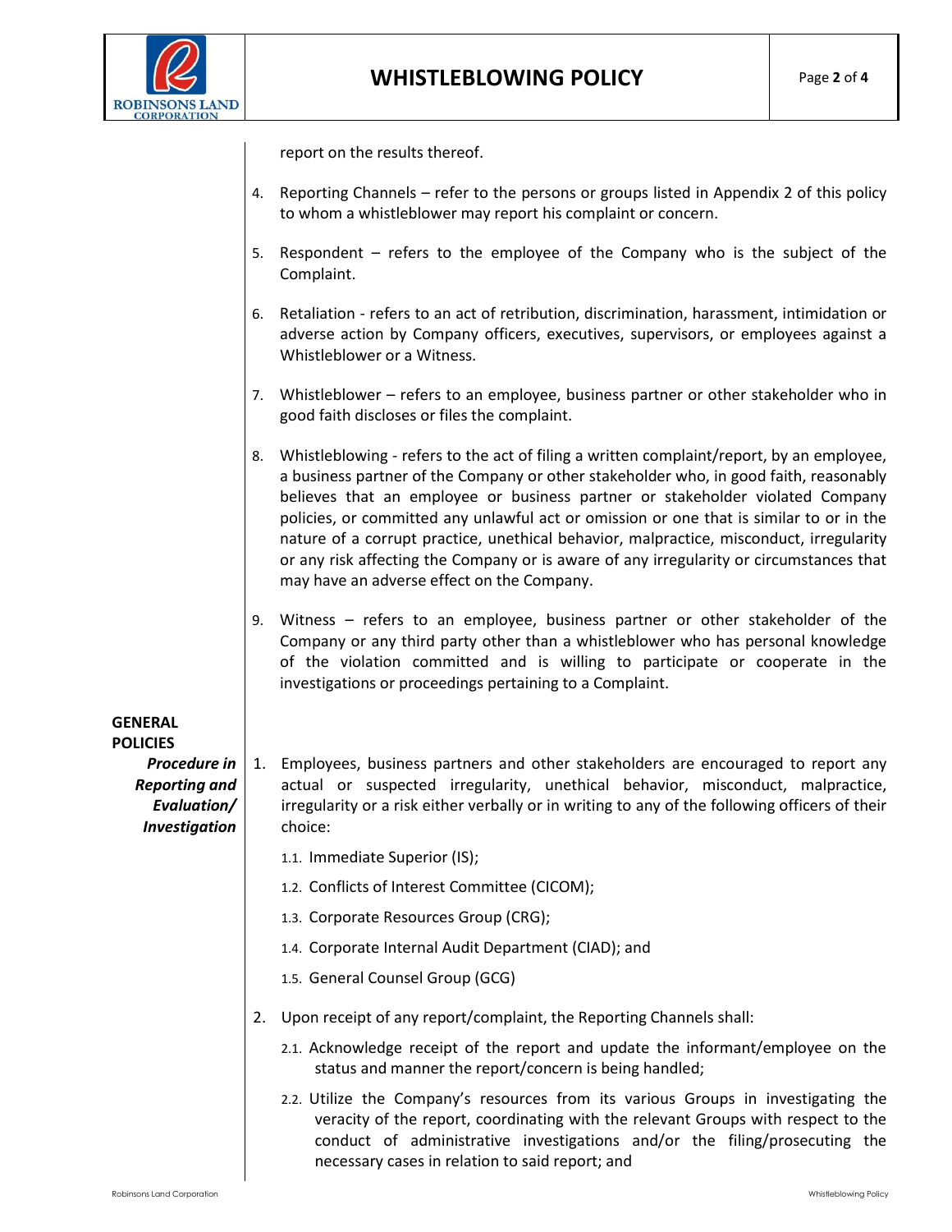report on the results thereof.

4. Reporting Channels – refer to the persons or groups listed in Appendix 2 of this policy to whom a whistleblower may report his complaint or concern.

5. Respondent – refers to the employee of the Company who is the subject of the Complaint.

6. Retaliation - refers to an act of retribution, discrimination, harassment, intimidation or adverse action by Company officers, executives, supervisors, or employees against a Whistleblower or a Witness.

7. Whistleblower – refers to an employee, business partner or other stakeholder who in good faith discloses or files the complaint.

8. Whistleblowing - refers to the act of filing a written complaint/report, by an employee, a business partner of the Company or other stakeholder who, in good faith, reasonably believes that an employee or business partner or stakeholder violated Company policies, or committed any unlawful act or omission or one that is similar to or in the nature of a corrupt practice, unethical behavior, malpractice, misconduct, irregularity or any risk affecting the Company or is aware of any irregularity or circumstances that may have an adverse effect on the Company.

9. Witness – refers to an employee, business partner or other stakeholder of the Company or any third party other than a whistleblower who has personal knowledge of the violation committed and is willing to participate or cooperate in the investigations or proceedings pertaining to a Complaint.

## GENERAL POLICIES

***Procedure in Reporting and Evaluation/ Investigation***

1. Employees, business partners and other stakeholders are encouraged to report any actual or suspected irregularity, unethical behavior, misconduct, malpractice, irregularity or a risk either verbally or in writing to any of the following officers of their choice:
   - 1.1. Immediate Superior (IS);
   - 1.2. Conflicts of Interest Committee (CICOM);
   - 1.3. Corporate Resources Group (CRG);
   - 1.4. Corporate Internal Audit Department (CIAD); and
   - 1.5. General Counsel Group (GCG)

2. Upon receipt of any report/complaint, the Reporting Channels shall:
   - 2.1. Acknowledge receipt of the report and update the informant/employee on the status and manner the report/concern is being handled;
   - 2.2. Utilize the Company's resources from its various Groups in investigating the veracity of the report, coordinating with the relevant Groups with respect to the conduct of administrative investigations and/or the filing/prosecuting the necessary cases in relation to said report; and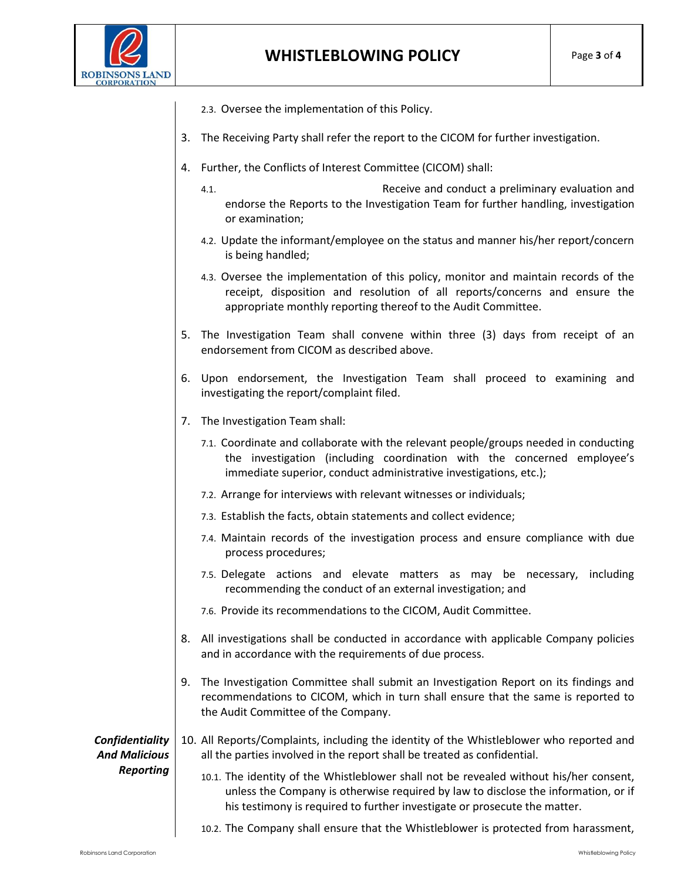2.3. Oversee the implementation of this Policy.

3. The Receiving Party shall refer the report to the CICOM for further investigation.

4. Further, the Conflicts of Interest Committee (CICOM) shall:

   4.1. Receive and conduct a preliminary evaluation and endorse the Reports to the Investigation Team for further handling, investigation or examination;

   4.2. Update the informant/employee on the status and manner his/her report/concern is being handled;

   4.3. Oversee the implementation of this policy, monitor and maintain records of the receipt, disposition and resolution of all reports/concerns and ensure the appropriate monthly reporting thereof to the Audit Committee.

5. The Investigation Team shall convene within three (3) days from receipt of an endorsement from CICOM as described above.

6. Upon endorsement, the Investigation Team shall proceed to examining and investigating the report/complaint filed.

7. The Investigation Team shall:

   7.1. Coordinate and collaborate with the relevant people/groups needed in conducting the investigation (including coordination with the concerned employee's immediate superior, conduct administrative investigations, etc.);

   7.2. Arrange for interviews with relevant witnesses or individuals;

   7.3. Establish the facts, obtain statements and collect evidence;

   7.4. Maintain records of the investigation process and ensure compliance with due process procedures;

   7.5. Delegate actions and elevate matters as may be necessary, including recommending the conduct of an external investigation; and

   7.6. Provide its recommendations to the CICOM, Audit Committee.

8. All investigations shall be conducted in accordance with applicable Company policies and in accordance with the requirements of due process.

9. The Investigation Committee shall submit an Investigation Report on its findings and recommendations to CICOM, which in turn shall ensure that the same is reported to the Audit Committee of the Company.

***Confidentiality And Malicious Reporting***

10. All Reports/Complaints, including the identity of the Whistleblower who reported and all the parties involved in the report shall be treated as confidential.

    10.1. The identity of the Whistleblower shall not be revealed without his/her consent, unless the Company is otherwise required by law to disclose the information, or if his testimony is required to further investigate or prosecute the matter.

    10.2. The Company shall ensure that the Whistleblower is protected from harassment,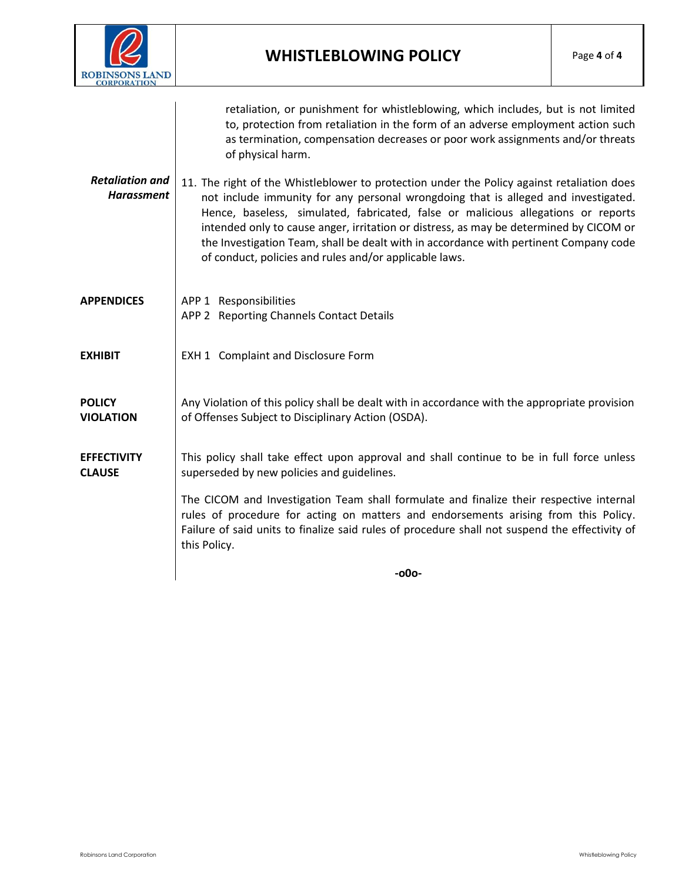retaliation, or punishment for whistleblowing, which includes, but is not limited to, protection from retaliation in the form of an adverse employment action such as termination, compensation decreases or poor work assignments and/or threats of physical harm.

***Retaliation and Harassment***

11. The right of the Whistleblower to protection under the Policy against retaliation does not include immunity for any personal wrongdoing that is alleged and investigated. Hence, baseless, simulated, fabricated, false or malicious allegations or reports intended only to cause anger, irritation or distress, as may be determined by CICOM or the Investigation Team, shall be dealt with in accordance with pertinent Company code of conduct, policies and rules and/or applicable laws.

**APPENDICES**

APP 1 Responsibilities
APP 2 Reporting Channels Contact Details

**EXHIBIT**

EXH 1 Complaint and Disclosure Form

**POLICY VIOLATION**

Any Violation of this policy shall be dealt with in accordance with the appropriate provision of Offenses Subject to Disciplinary Action (OSDA).

**EFFECTIVITY CLAUSE**

This policy shall take effect upon approval and shall continue to be in full force unless superseded by new policies and guidelines.

The CICOM and Investigation Team shall formulate and finalize their respective internal rules of procedure for acting on matters and endorsements arising from this Policy. Failure of said units to finalize said rules of procedure shall not suspend the effectivity of this Policy.

**-o0o-**